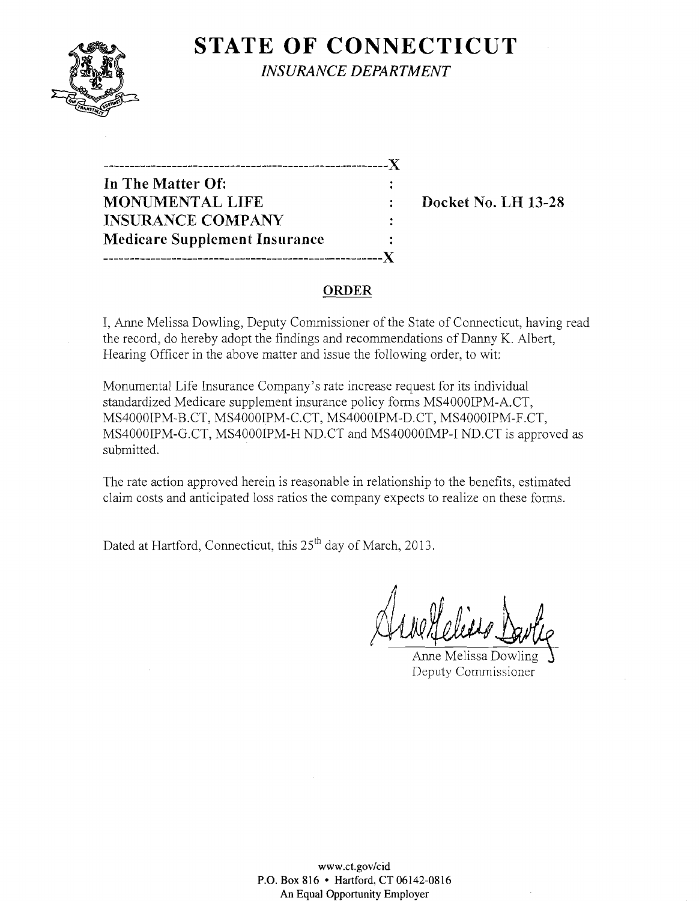# STATE OF CONNECTICUT

*INSURANCE DEPARTMENT*

-------------------------------------------------------X

**In The Matter Of:** :
**MONUMENTAL LIFE** : **Docket No. LH 13-28**
**INSURANCE COMPANY** :
**Medicare Supplement Insurance** :

-------------------------------------------------------X

## ORDER

I, Anne Melissa Dowling, Deputy Commissioner of the State of Connecticut, having read the record, do hereby adopt the findings and recommendations of Danny K. Albert, Hearing Officer in the above matter and issue the following order, to wit:

Monumental Life Insurance Company's rate increase request for its individual standardized Medicare supplement insurance policy forms MS4000IPM-A.CT, MS4000IPM-B.CT, MS4000IPM-C.CT, MS4000IPM-D.CT, MS4000IPM-F.CT, MS4000IPM-G.CT, MS4000IPM-H ND.CT and MS40000IMP-I ND.CT is approved as submitted.

The rate action approved herein is reasonable in relationship to the benefits, estimated claim costs and anticipated loss ratios the company expects to realize on these forms.

Dated at Hartford, Connecticut, this 25th day of March, 2013.

Anne Melissa Dowling
Deputy Commissioner

www.ct.gov/cid
P.O. Box 816 • Hartford, CT 06142-0816
An Equal Opportunity Employer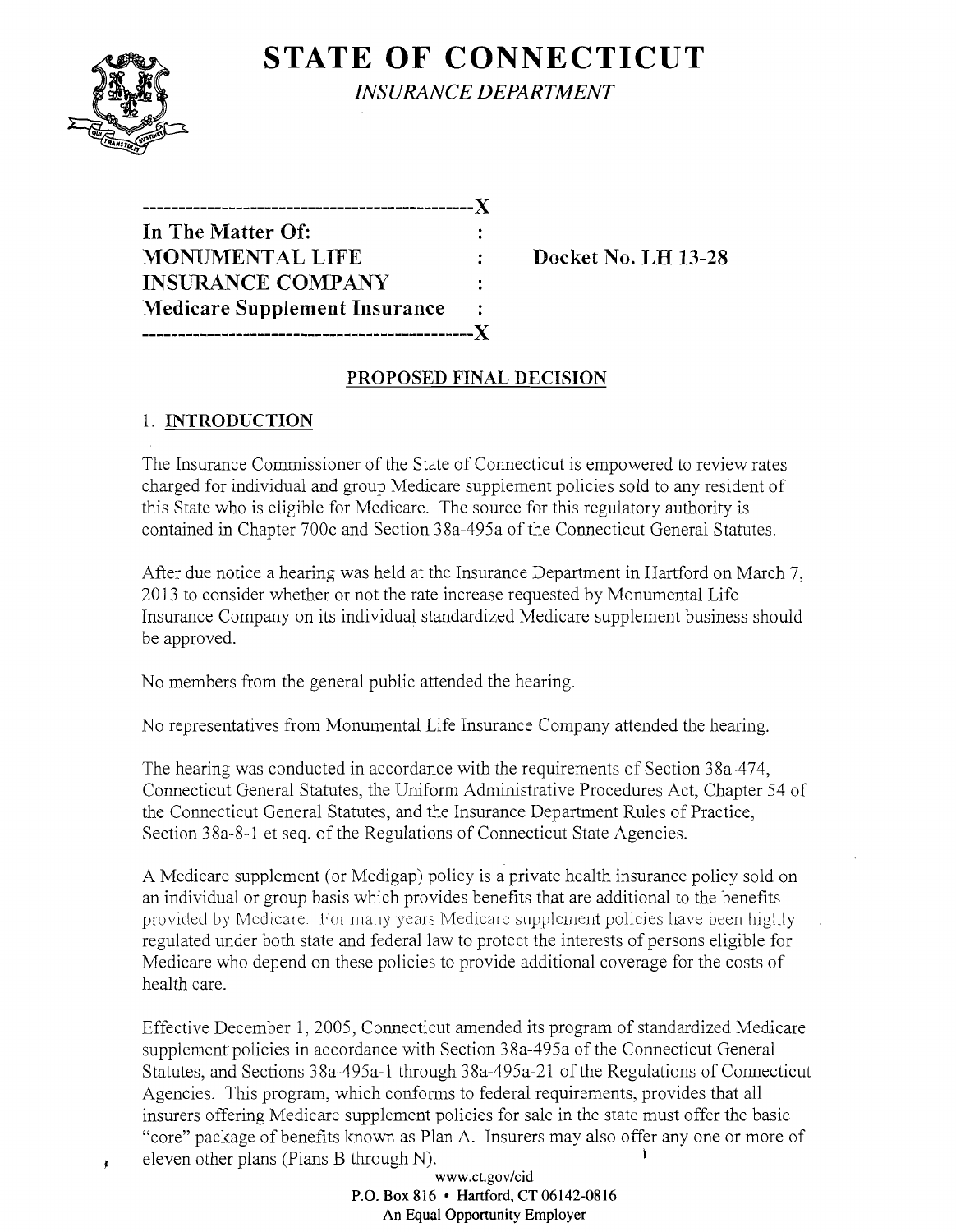# STATE OF CONNECTICUT

*INSURANCE DEPARTMENT*

```
----------------------------------------------X
In The Matter Of:                             :
MONUMENTAL LIFE                               :     Docket No. LH 13-28
INSURANCE COMPANY                             :
Medicare Supplement Insurance                 :
----------------------------------------------X
```

## PROPOSED FINAL DECISION

### 1. INTRODUCTION

The Insurance Commissioner of the State of Connecticut is empowered to review rates charged for individual and group Medicare supplement policies sold to any resident of this State who is eligible for Medicare. The source for this regulatory authority is contained in Chapter 700c and Section 38a-495a of the Connecticut General Statutes.

After due notice a hearing was held at the Insurance Department in Hartford on March 7, 2013 to consider whether or not the rate increase requested by Monumental Life Insurance Company on its individual standardized Medicare supplement business should be approved.

No members from the general public attended the hearing.

No representatives from Monumental Life Insurance Company attended the hearing.

The hearing was conducted in accordance with the requirements of Section 38a-474, Connecticut General Statutes, the Uniform Administrative Procedures Act, Chapter 54 of the Connecticut General Statutes, and the Insurance Department Rules of Practice, Section 38a-8-1 et seq. of the Regulations of Connecticut State Agencies.

A Medicare supplement (or Medigap) policy is a private health insurance policy sold on an individual or group basis which provides benefits that are additional to the benefits provided by Medicare. For many years Medicare supplement policies have been highly regulated under both state and federal law to protect the interests of persons eligible for Medicare who depend on these policies to provide additional coverage for the costs of health care.

Effective December 1, 2005, Connecticut amended its program of standardized Medicare supplement policies in accordance with Section 38a-495a of the Connecticut General Statutes, and Sections 38a-495a-1 through 38a-495a-21 of the Regulations of Connecticut Agencies. This program, which conforms to federal requirements, provides that all insurers offering Medicare supplement policies for sale in the state must offer the basic "core" package of benefits known as Plan A. Insurers may also offer any one or more of eleven other plans (Plans B through N).

www.ct.gov/cid
P.O. Box 816 • Hartford, CT 06142-0816
An Equal Opportunity Employer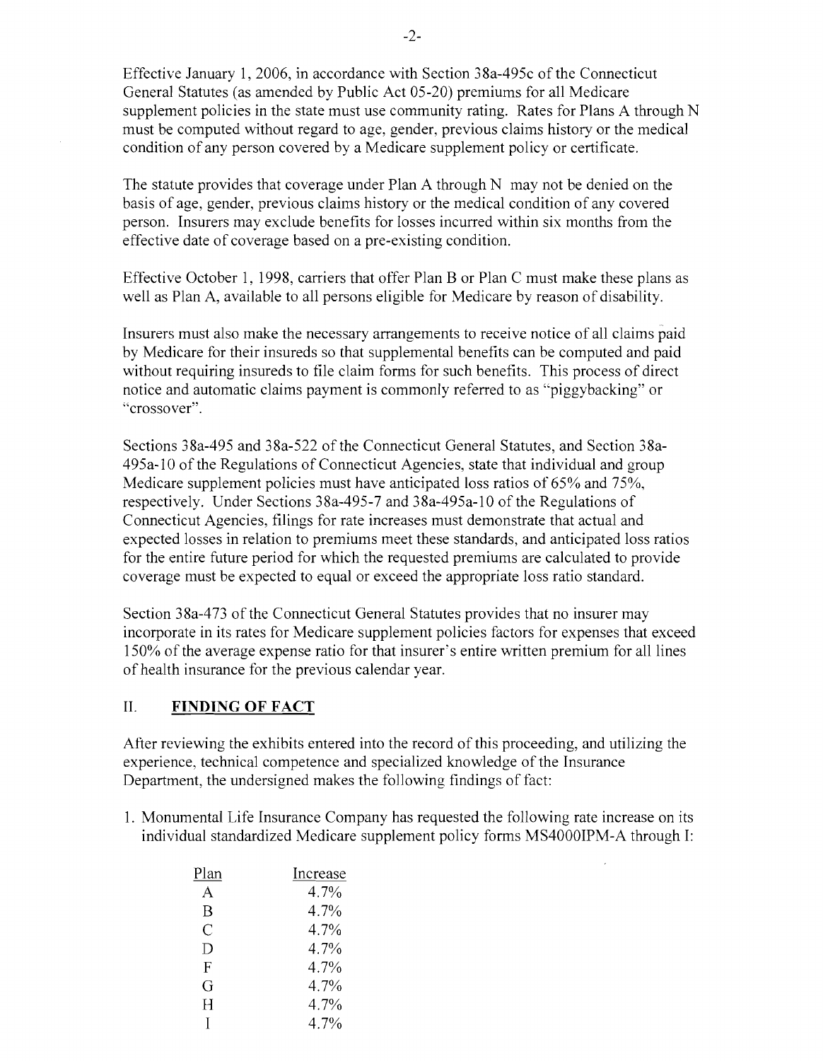Effective January 1, 2006, in accordance with Section 38a-495c of the Connecticut General Statutes (as amended by Public Act 05-20) premiums for all Medicare supplement policies in the state must use community rating. Rates for Plans A through N must be computed without regard to age, gender, previous claims history or the medical condition of any person covered by a Medicare supplement policy or certificate.

The statute provides that coverage under Plan A through N may not be denied on the basis of age, gender, previous claims history or the medical condition of any covered person. Insurers may exclude benefits for losses incurred within six months from the effective date of coverage based on a pre-existing condition.

Effective October 1, 1998, carriers that offer Plan B or Plan C must make these plans as well as Plan A, available to all persons eligible for Medicare by reason of disability.

Insurers must also make the necessary arrangements to receive notice of all claims paid by Medicare for their insureds so that supplemental benefits can be computed and paid without requiring insureds to file claim forms for such benefits. This process of direct notice and automatic claims payment is commonly referred to as "piggybacking" or "crossover".

Sections 38a-495 and 38a-522 of the Connecticut General Statutes, and Section 38a-495a-10 of the Regulations of Connecticut Agencies, state that individual and group Medicare supplement policies must have anticipated loss ratios of 65% and 75%, respectively. Under Sections 38a-495-7 and 38a-495a-10 of the Regulations of Connecticut Agencies, filings for rate increases must demonstrate that actual and expected losses in relation to premiums meet these standards, and anticipated loss ratios for the entire future period for which the requested premiums are calculated to provide coverage must be expected to equal or exceed the appropriate loss ratio standard.

Section 38a-473 of the Connecticut General Statutes provides that no insurer may incorporate in its rates for Medicare supplement policies factors for expenses that exceed 150% of the average expense ratio for that insurer's entire written premium for all lines of health insurance for the previous calendar year.

## II. FINDING OF FACT

After reviewing the exhibits entered into the record of this proceeding, and utilizing the experience, technical competence and specialized knowledge of the Insurance Department, the undersigned makes the following findings of fact:

1. Monumental Life Insurance Company has requested the following rate increase on its individual standardized Medicare supplement policy forms MS4000IPM-A through I:

| Plan | Increase |
|---|---|
| A | 4.7% |
| B | 4.7% |
| C | 4.7% |
| D | 4.7% |
| F | 4.7% |
| G | 4.7% |
| H | 4.7% |
| I | 4.7% |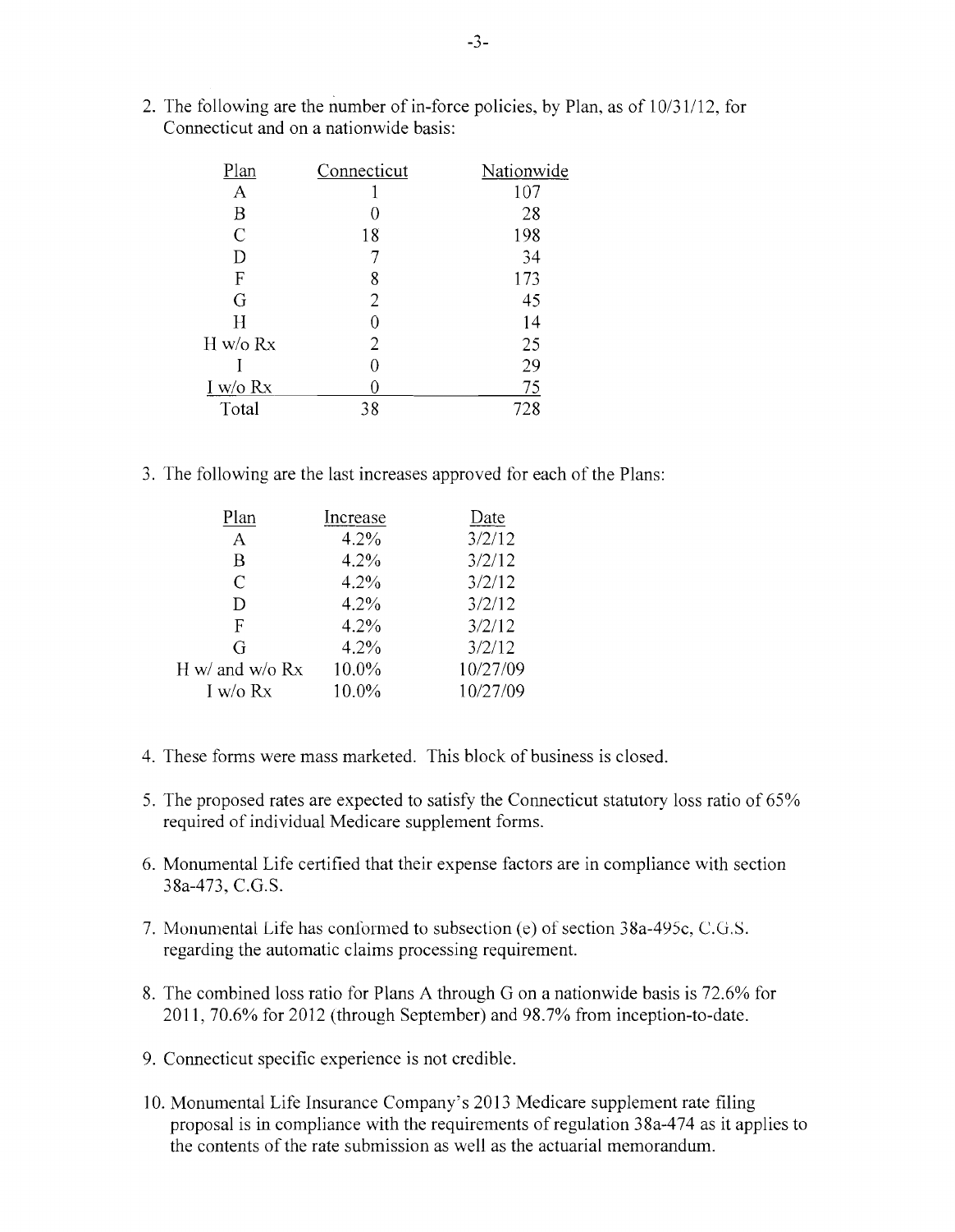2. The following are the number of in-force policies, by Plan, as of 10/31/12, for Connecticut and on a nationwide basis:

| Plan | Connecticut | Nationwide |
|---|---|---|
| A | 1 | 107 |
| B | 0 | 28 |
| C | 18 | 198 |
| D | 7 | 34 |
| F | 8 | 173 |
| G | 2 | 45 |
| H | 0 | 14 |
| H w/o Rx | 2 | 25 |
| I | 0 | 29 |
| I w/o Rx | 0 | 75 |
| Total | 38 | 728 |

3. The following are the last increases approved for each of the Plans:

| Plan | Increase | Date |
|---|---|---|
| A | 4.2% | 3/2/12 |
| B | 4.2% | 3/2/12 |
| C | 4.2% | 3/2/12 |
| D | 4.2% | 3/2/12 |
| F | 4.2% | 3/2/12 |
| G | 4.2% | 3/2/12 |
| H w/ and w/o Rx | 10.0% | 10/27/09 |
| I w/o Rx | 10.0% | 10/27/09 |

4. These forms were mass marketed. This block of business is closed.

5. The proposed rates are expected to satisfy the Connecticut statutory loss ratio of 65% required of individual Medicare supplement forms.

6. Monumental Life certified that their expense factors are in compliance with section 38a-473, C.G.S.

7. Monumental Life has conformed to subsection (e) of section 38a-495c, C.G.S. regarding the automatic claims processing requirement.

8. The combined loss ratio for Plans A through G on a nationwide basis is 72.6% for 2011, 70.6% for 2012 (through September) and 98.7% from inception-to-date.

9. Connecticut specific experience is not credible.

10. Monumental Life Insurance Company's 2013 Medicare supplement rate filing proposal is in compliance with the requirements of regulation 38a-474 as it applies to the contents of the rate submission as well as the actuarial memorandum.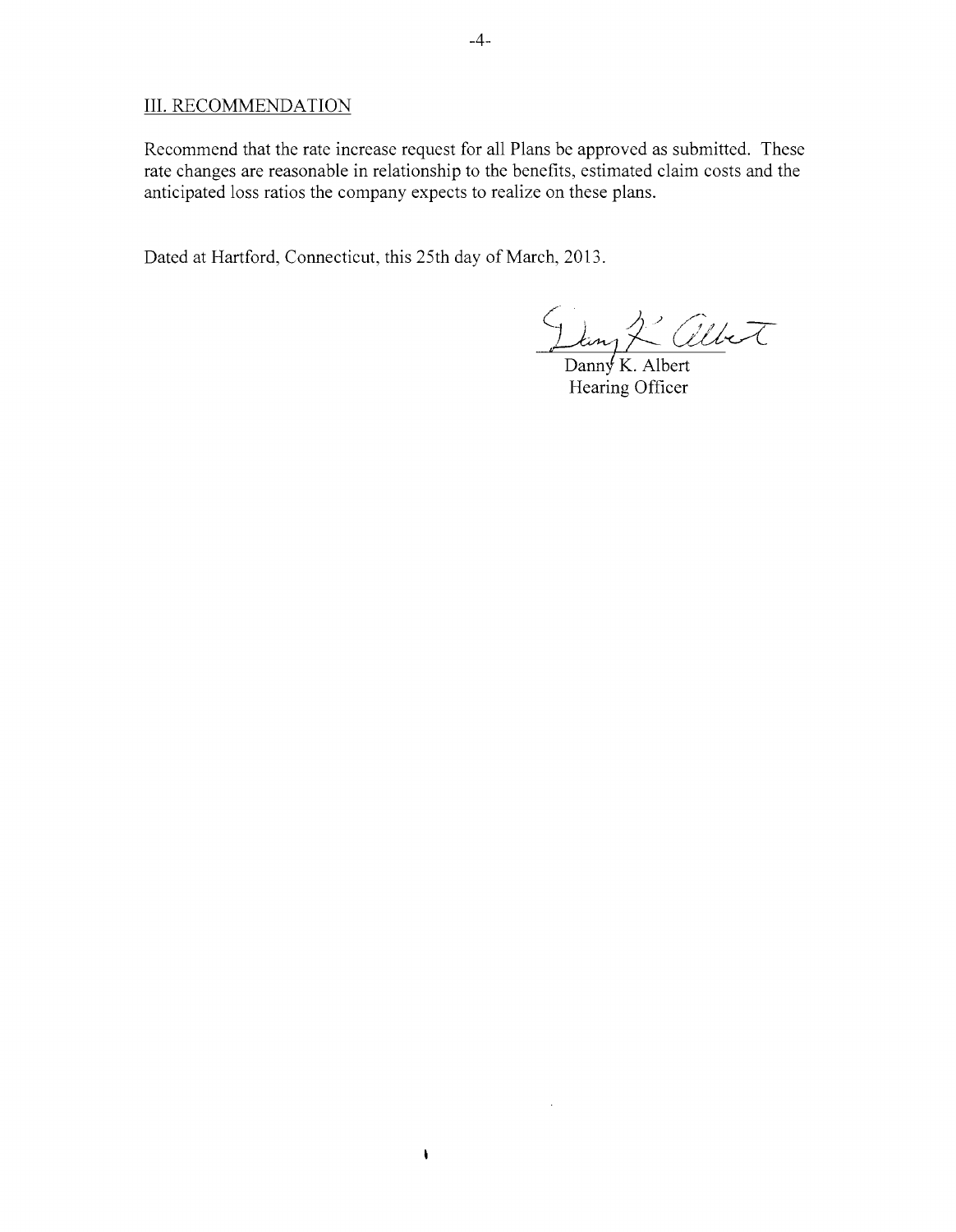## III. RECOMMENDATION

Recommend that the rate increase request for all Plans be approved as submitted. These rate changes are reasonable in relationship to the benefits, estimated claim costs and the anticipated loss ratios the company expects to realize on these plans.

Dated at Hartford, Connecticut, this 25th day of March, 2013.

Danny K. Albert
Hearing Officer